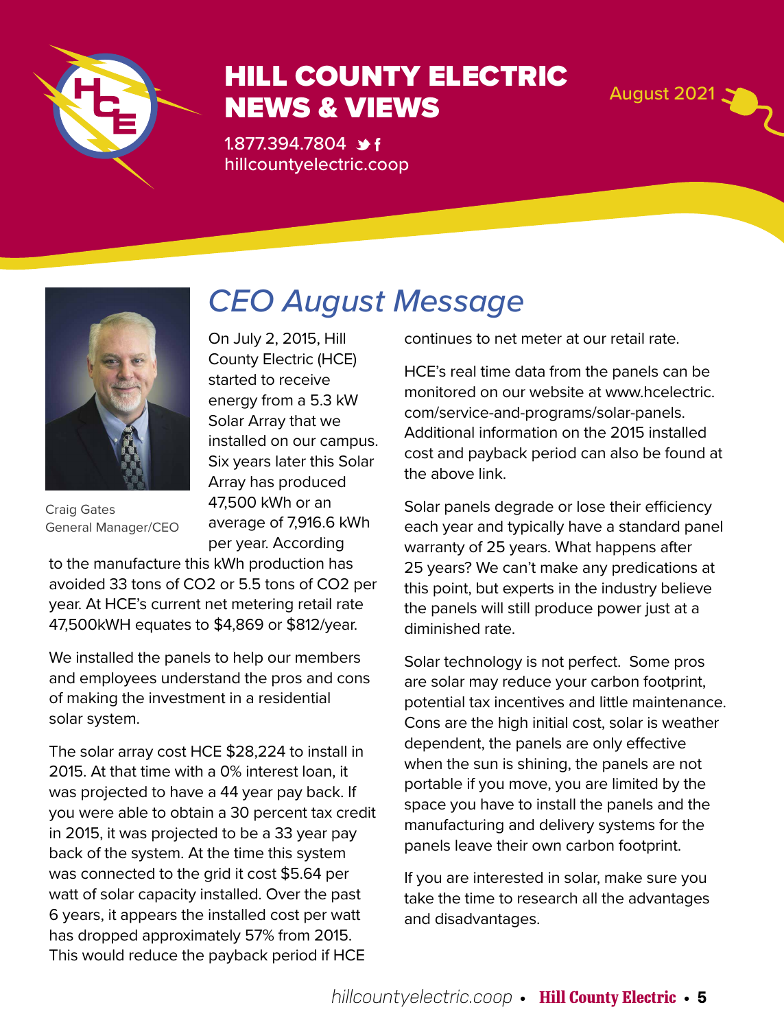# HILL COUNTY ELECTRIC NEWS & VIEWS

1.877.394.7804
hillcountyelectric.coop

August 2021

## *CEO August Message*

Craig Gates
General Manager/CEO

On July 2, 2015, Hill County Electric (HCE) started to receive energy from a 5.3 kW Solar Array that we installed on our campus. Six years later this Solar Array has produced 47,500 kWh or an average of 7,916.6 kWh per year. According to the manufacture this kWh production has avoided 33 tons of $CO_2$ or 5.5 tons of $CO_2$ per year. At HCE's current net metering retail rate 47,500kWH equates to $4,869 or $812/year.

We installed the panels to help our members and employees understand the pros and cons of making the investment in a residential solar system.

The solar array cost HCE $28,224 to install in 2015. At that time with a 0% interest loan, it was projected to have a 44 year pay back. If you were able to obtain a 30 percent tax credit in 2015, it was projected to be a 33 year pay back of the system. At the time this system was connected to the grid it cost $5.64 per watt of solar capacity installed. Over the past 6 years, it appears the installed cost per watt has dropped approximately 57% from 2015. This would reduce the payback period if HCE continues to net meter at our retail rate.

HCE's real time data from the panels can be monitored on our website at www.hcelectric.com/service-and-programs/solar-panels. Additional information on the 2015 installed cost and payback period can also be found at the above link.

Solar panels degrade or lose their efficiency each year and typically have a standard panel warranty of 25 years. What happens after 25 years? We can't make any predications at this point, but experts in the industry believe the panels will still produce power just at a diminished rate.

Solar technology is not perfect. Some pros are solar may reduce your carbon footprint, potential tax incentives and little maintenance. Cons are the high initial cost, solar is weather dependent, the panels are only effective when the sun is shining, the panels are not portable if you move, you are limited by the space you have to install the panels and the manufacturing and delivery systems for the panels leave their own carbon footprint.

If you are interested in solar, make sure you take the time to research all the advantages and disadvantages.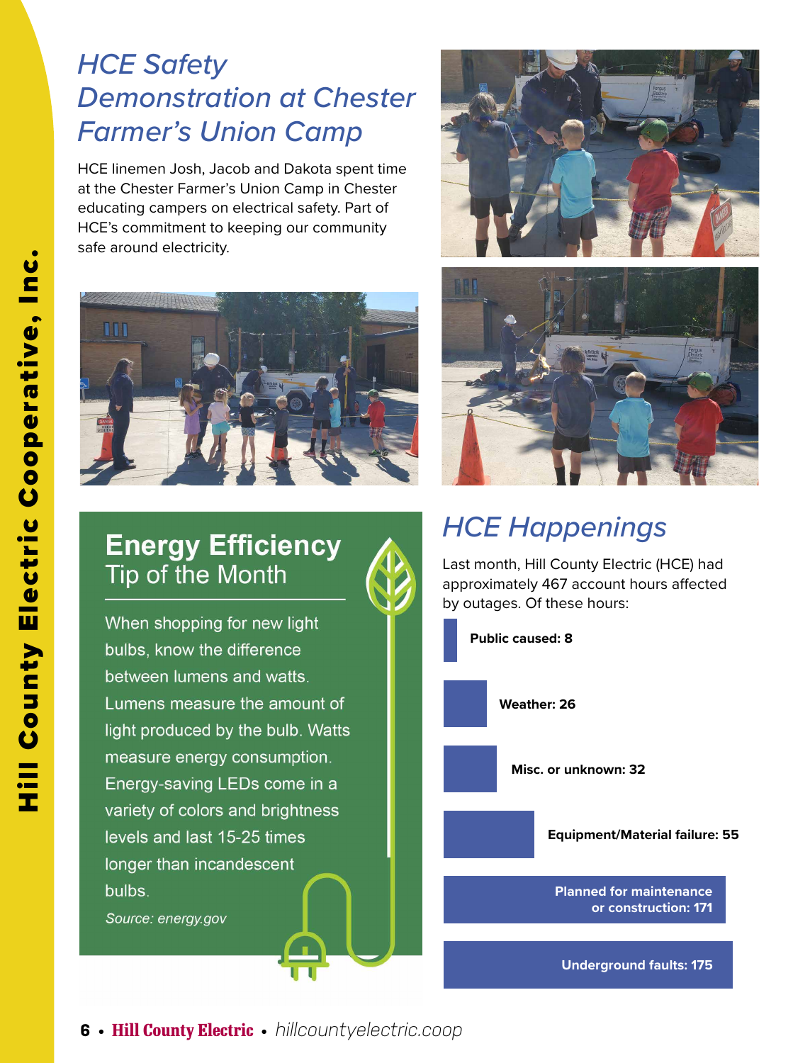## HCE Safety Demonstration at Chester Farmer's Union Camp

HCE linemen Josh, Jacob and Dakota spent time at the Chester Farmer's Union Camp in Chester educating campers on electrical safety. Part of HCE's commitment to keeping our community safe around electricity.

## Energy Efficiency Tip of the Month

When shopping for new light bulbs, know the difference between lumens and watts. Lumens measure the amount of light produced by the bulb. Watts measure energy consumption. Energy-saving LEDs come in a variety of colors and brightness levels and last 15-25 times longer than incandescent bulbs.

*Source: energy.gov*

## HCE Happenings

Last month, Hill County Electric (HCE) had approximately 467 account hours affected by outages. Of these hours:

- **Public caused: 8**
- **Weather: 26**
- **Misc. or unknown: 32**
- **Equipment/Material failure: 55**
- **Planned for maintenance or construction: 171**
- **Underground faults: 175**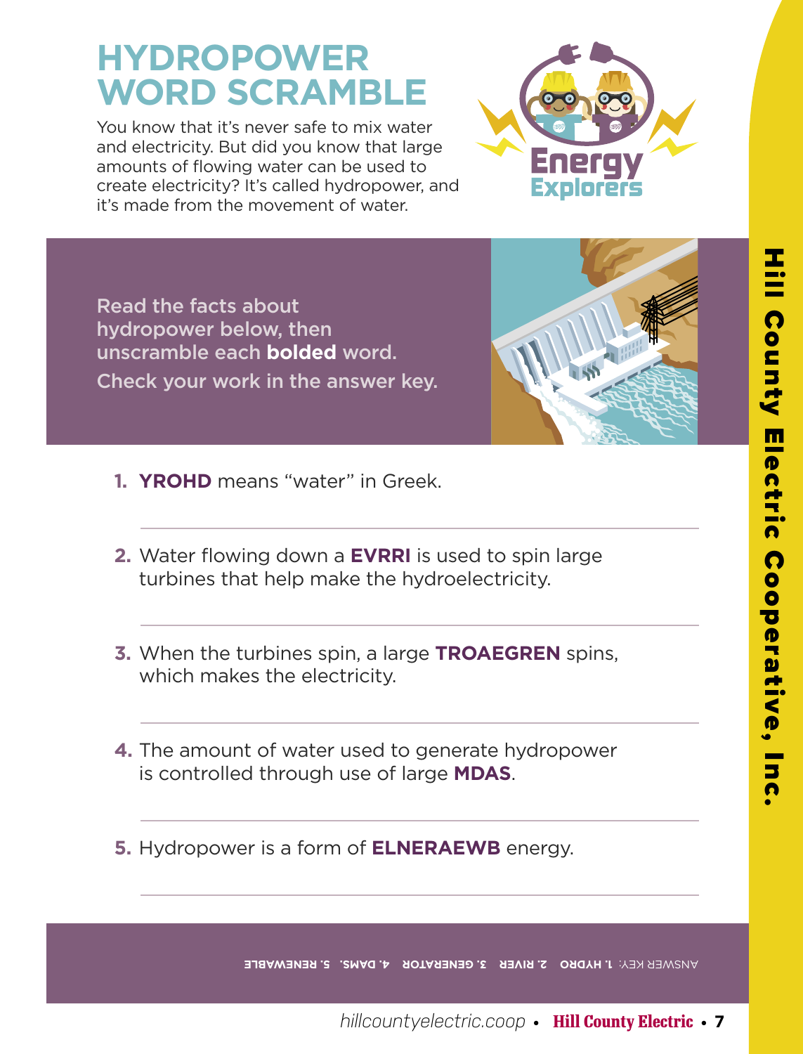# HYDROPOWER WORD SCRAMBLE

You know that it's never safe to mix water and electricity. But did you know that large amounts of flowing water can be used to create electricity? It's called hydropower, and it's made from the movement of water.

Read the facts about hydropower below, then unscramble each **bolded** word.
Check your work in the answer key.

1. **YROHD** means "water" in Greek.

2. Water flowing down a **EVRRI** is used to spin large turbines that help make the hydroelectricity.

3. When the turbines spin, a large **TROAEGREN** spins, which makes the electricity.

4. The amount of water used to generate hydropower is controlled through use of large **MDAS**.

5. Hydropower is a form of **ELNERAEWB** energy.

ANSWER KEY: **1. HYDRO 2. RIVER 3. GENERATOR 4. DAMS. 5. RENEWABLE**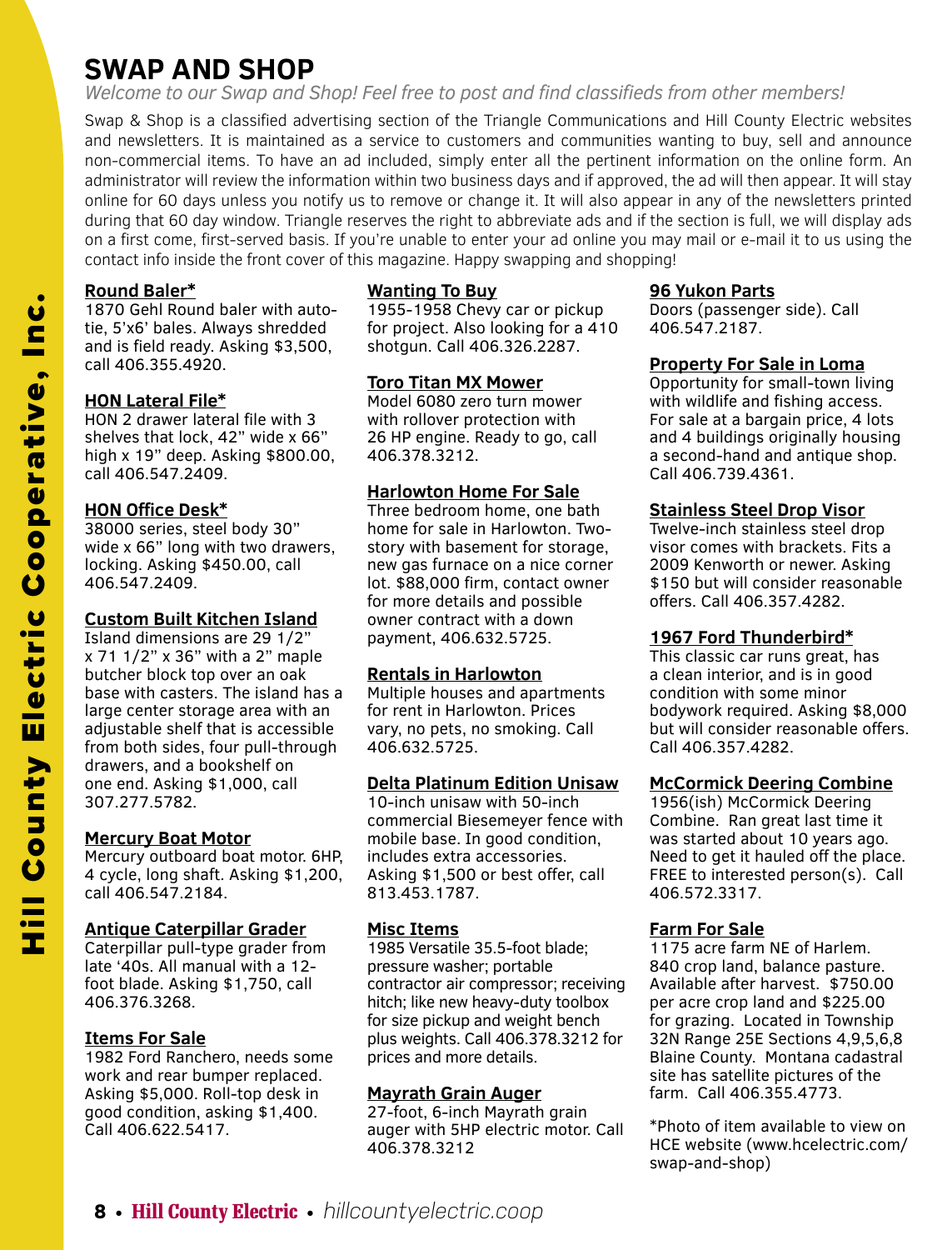# SWAP AND SHOP

*Welcome to our Swap and Shop! Feel free to post and find classifieds from other members!*

Swap & Shop is a classified advertising section of the Triangle Communications and Hill County Electric websites and newsletters. It is maintained as a service to customers and communities wanting to buy, sell and announce non-commercial items. To have an ad included, simply enter all the pertinent information on the online form. An administrator will review the information within two business days and if approved, the ad will then appear. It will stay online for 60 days unless you notify us to remove or change it. It will also appear in any of the newsletters printed during that 60 day window. Triangle reserves the right to abbreviate ads and if the section is full, we will display ads on a first come, first-served basis. If you're unable to enter your ad online you may mail or e-mail it to us using the contact info inside the front cover of this magazine. Happy swapping and shopping!

**Round Baler***
1870 Gehl Round baler with auto-tie, 5'x6' bales. Always shredded and is field ready. Asking $3,500, call 406.355.4920.

**HON Lateral File***
HON 2 drawer lateral file with 3 shelves that lock, 42" wide x 66" high x 19" deep. Asking $800.00, call 406.547.2409.

**HON Office Desk***
38000 series, steel body 30" wide x 66" long with two drawers, locking. Asking $450.00, call 406.547.2409.

**Custom Built Kitchen Island**
Island dimensions are 29 1/2" x 71 1/2" x 36" with a 2" maple butcher block top over an oak base with casters. The island has a large center storage area with an adjustable shelf that is accessible from both sides, four pull-through drawers, and a bookshelf on one end. Asking $1,000, call 307.277.5782.

**Mercury Boat Motor**
Mercury outboard boat motor. 6HP, 4 cycle, long shaft. Asking $1,200, call 406.547.2184.

**Antique Caterpillar Grader**
Caterpillar pull-type grader from late '40s. All manual with a 12-foot blade. Asking $1,750, call 406.376.3268.

**Items For Sale**
1982 Ford Ranchero, needs some work and rear bumper replaced. Asking $5,000. Roll-top desk in good condition, asking $1,400. Call 406.622.5417.

**Wanting To Buy**
1955-1958 Chevy car or pickup for project. Also looking for a 410 shotgun. Call 406.326.2287.

**Toro Titan MX Mower**
Model 6080 zero turn mower with rollover protection with 26 HP engine. Ready to go, call 406.378.3212.

**Harlowton Home For Sale**
Three bedroom home, one bath home for sale in Harlowton. Two-story with basement for storage, new gas furnace on a nice corner lot. $88,000 firm, contact owner for more details and possible owner contract with a down payment, 406.632.5725.

**Rentals in Harlowton**
Multiple houses and apartments for rent in Harlowton. Prices vary, no pets, no smoking. Call 406.632.5725.

**Delta Platinum Edition Unisaw**
10-inch unisaw with 50-inch commercial Biesemeyer fence with mobile base. In good condition, includes extra accessories. Asking $1,500 or best offer, call 813.453.1787.

**Misc Items**
1985 Versatile 35.5-foot blade; pressure washer; portable contractor air compressor; receiving hitch; like new heavy-duty toolbox for size pickup and weight bench plus weights. Call 406.378.3212 for prices and more details.

**Mayrath Grain Auger**
27-foot, 6-inch Mayrath grain auger with 5HP electric motor. Call 406.378.3212

**96 Yukon Parts**
Doors (passenger side). Call 406.547.2187.

**Property For Sale in Loma**
Opportunity for small-town living with wildlife and fishing access. For sale at a bargain price, 4 lots and 4 buildings originally housing a second-hand and antique shop. Call 406.739.4361.

**Stainless Steel Drop Visor**
Twelve-inch stainless steel drop visor comes with brackets. Fits a 2009 Kenworth or newer. Asking $150 but will consider reasonable offers. Call 406.357.4282.

**1967 Ford Thunderbird***
This classic car runs great, has a clean interior, and is in good condition with some minor bodywork required. Asking $8,000 but will consider reasonable offers. Call 406.357.4282.

**McCormick Deering Combine**
1956(ish) McCormick Deering Combine. Ran great last time it was started about 10 years ago. Need to get it hauled off the place. FREE to interested person(s). Call 406.572.3317.

**Farm For Sale**
1175 acre farm NE of Harlem. 840 crop land, balance pasture. Available after harvest. $750.00 per acre crop land and $225.00 for grazing. Located in Township 32N Range 25E Sections 4,9,5,6,8 Blaine County. Montana cadastral site has satellite pictures of the farm. Call 406.355.4773.

*Photo of item available to view on HCE website (www.hcelectric.com/swap-and-shop)